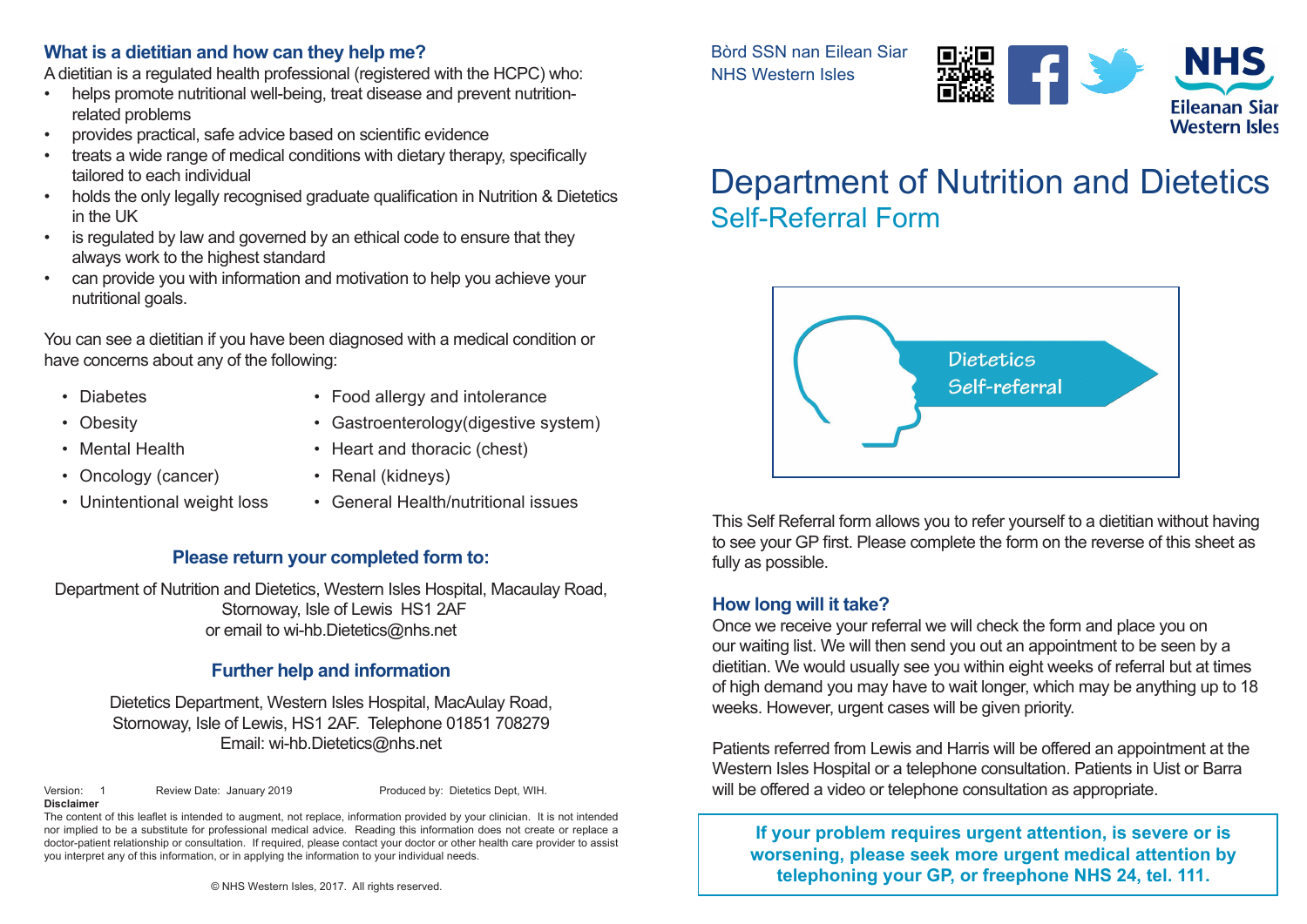Bòrd SSN nan Eilean Siar
NHS Western Isles

NHS Eileanan Siar Western Isles

# Department of Nutrition and Dietetics

## Self-Referral Form

Dietetics Self-referral

This Self Referral form allows you to refer yourself to a dietitian without having to see your GP first. Please complete the form on the reverse of this sheet as fully as possible.

### How long will it take?

Once we receive your referral we will check the form and place you on our waiting list. We will then send you out an appointment to be seen by a dietitian. We would usually see you within eight weeks of referral but at times of high demand you may have to wait longer, which may be anything up to 18 weeks. However, urgent cases will be given priority.

Patients referred from Lewis and Harris will be offered an appointment at the Western Isles Hospital or a telephone consultation. Patients in Uist or Barra will be offered a video or telephone consultation as appropriate.

**If your problem requires urgent attention, is severe or is worsening, please seek more urgent medical attention by telephoning your GP, or freephone NHS 24, tel. 111.**

### What is a dietitian and how can they help me?

A dietitian is a regulated health professional (registered with the HCPC) who:

- helps promote nutritional well-being, treat disease and prevent nutrition-related problems
- provides practical, safe advice based on scientific evidence
- treats a wide range of medical conditions with dietary therapy, specifically tailored to each individual
- holds the only legally recognised graduate qualification in Nutrition & Dietetics in the UK
- is regulated by law and governed by an ethical code to ensure that they always work to the highest standard
- can provide you with information and motivation to help you achieve your nutritional goals.

You can see a dietitian if you have been diagnosed with a medical condition or have concerns about any of the following:

- Diabetes
- Obesity
- Mental Health
- Oncology (cancer)
- Unintentional weight loss
- Food allergy and intolerance
- Gastroenterology(digestive system)
- Heart and thoracic (chest)
- Renal (kidneys)
- General Health/nutritional issues

### Please return your completed form to:

Department of Nutrition and Dietetics, Western Isles Hospital, Macaulay Road, Stornoway, Isle of Lewis HS1 2AF
or email to wi-hb.Dietetics@nhs.net

### Further help and information

Dietetics Department, Western Isles Hospital, MacAulay Road, Stornoway, Isle of Lewis, HS1 2AF. Telephone 01851 708279
Email: wi-hb.Dietetics@nhs.net

Version: 1    Review Date: January 2019    Produced by: Dietetics Dept, WIH.

**Disclaimer**

The content of this leaflet is intended to augment, not replace, information provided by your clinician. It is not intended nor implied to be a substitute for professional medical advice. Reading this information does not create or replace a doctor-patient relationship or consultation. If required, please contact your doctor or other health care provider to assist you interpret any of this information, or in applying the information to your individual needs.

© NHS Western Isles, 2017. All rights reserved.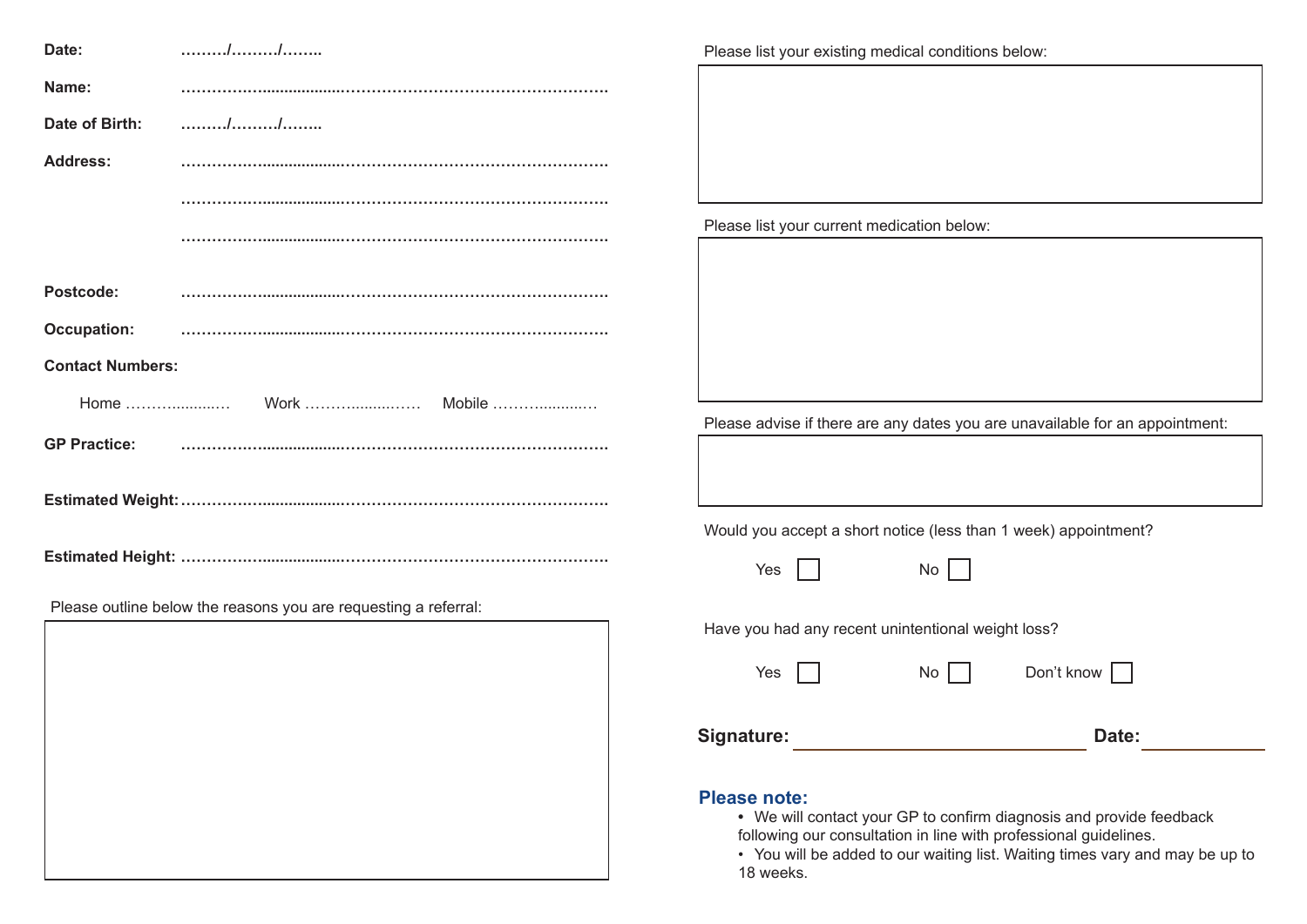**Date:** ………/………/……..

**Name:** ……………………………………………………………………………

**Date of Birth:** ………/………/……..

**Address:** ……………………………………………………………………………

……………………………………………………………………………

……………………………………………………………………………

**Postcode:** ……………………………………………………………………………

**Occupation:** ……………………………………………………………………………

**Contact Numbers:**

Home ………………… Work ………………… Mobile …………………

**GP Practice:** ……………………………………………………………………………

**Estimated Weight:** ……………………………………………………………………………

**Estimated Height:** ……………………………………………………………………………

Please outline below the reasons you are requesting a referral:

Please list your existing medical conditions below:

Please list your current medication below:

Please advise if there are any dates you are unavailable for an appointment:

Would you accept a short notice (less than 1 week) appointment?

Yes ☐ No ☐

Have you had any recent unintentional weight loss?

Yes ☐ No ☐ Don't know ☐

**Signature:** ______________________ **Date:** __________

**Please note:**

- We will contact your GP to confirm diagnosis and provide feedback following our consultation in line with professional guidelines.
- You will be added to our waiting list. Waiting times vary and may be up to 18 weeks.